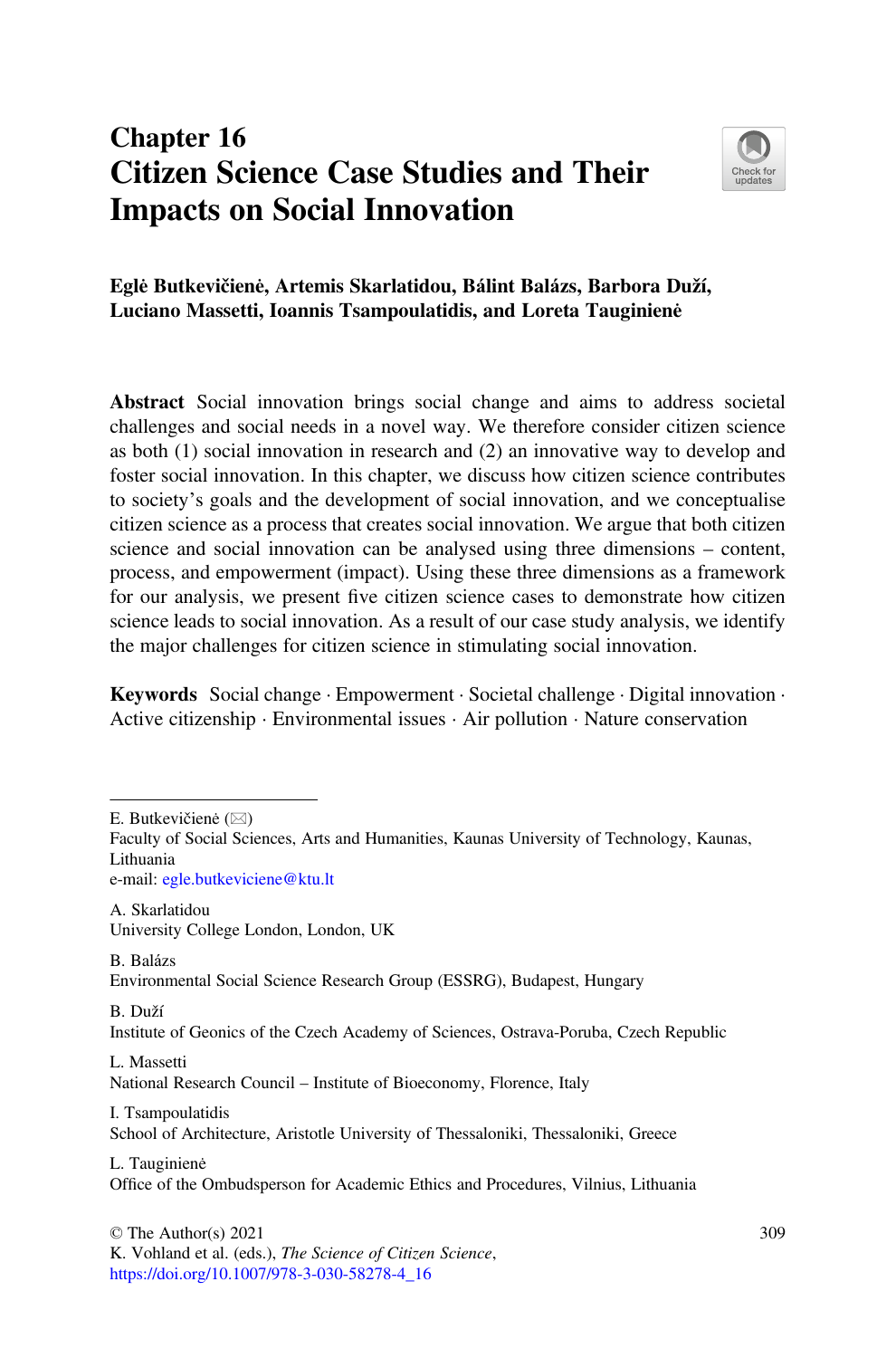# Chapter 16
# Citizen Science Case Studies and Their Impacts on Social Innovation

**Eglė Butkevičienė, Artemis Skarlatidou, Bálint Balázs, Barbora Duží, Luciano Massetti, Ioannis Tsampoulatidis, and Loreta Tauginienė**

**Abstract** Social innovation brings social change and aims to address societal challenges and social needs in a novel way. We therefore consider citizen science as both (1) social innovation in research and (2) an innovative way to develop and foster social innovation. In this chapter, we discuss how citizen science contributes to society's goals and the development of social innovation, and we conceptualise citizen science as a process that creates social innovation. We argue that both citizen science and social innovation can be analysed using three dimensions – content, process, and empowerment (impact). Using these three dimensions as a framework for our analysis, we present five citizen science cases to demonstrate how citizen science leads to social innovation. As a result of our case study analysis, we identify the major challenges for citizen science in stimulating social innovation.

**Keywords** Social change · Empowerment · Societal challenge · Digital innovation · Active citizenship · Environmental issues · Air pollution · Nature conservation

---

E. Butkevičienė (✉)
Faculty of Social Sciences, Arts and Humanities, Kaunas University of Technology, Kaunas, Lithuania
e-mail: egle.butkeviciene@ktu.lt

A. Skarlatidou
University College London, London, UK

B. Balázs
Environmental Social Science Research Group (ESSRG), Budapest, Hungary

B. Duží
Institute of Geonics of the Czech Academy of Sciences, Ostrava-Poruba, Czech Republic

L. Massetti
National Research Council – Institute of Bioeconomy, Florence, Italy

I. Tsampoulatidis
School of Architecture, Aristotle University of Thessaloniki, Thessaloniki, Greece

L. Tauginienė
Office of the Ombudsperson for Academic Ethics and Procedures, Vilnius, Lithuania

© The Author(s) 2021
K. Vohland et al. (eds.), *The Science of Citizen Science*,
https://doi.org/10.1007/978-3-030-58278-4_16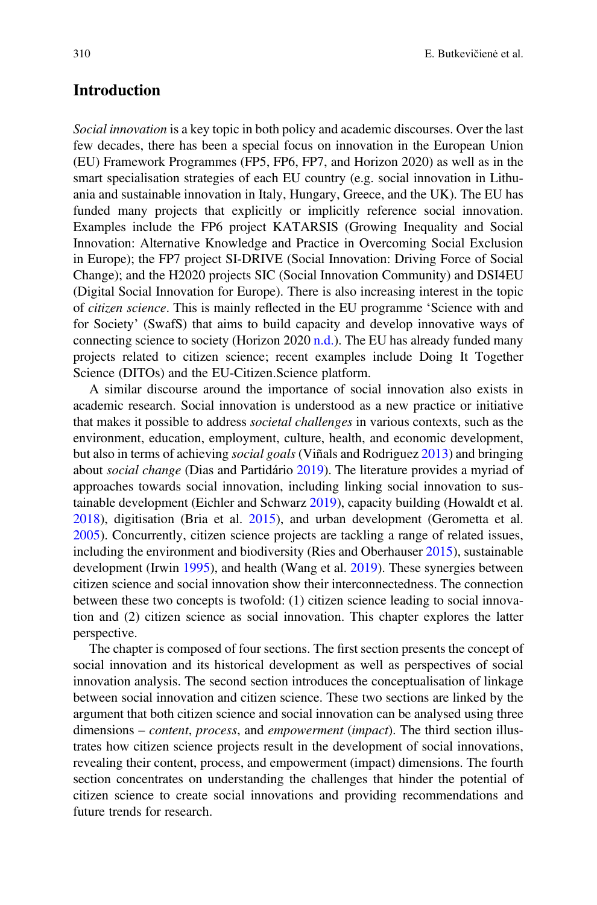## Introduction

*Social innovation* is a key topic in both policy and academic discourses. Over the last few decades, there has been a special focus on innovation in the European Union (EU) Framework Programmes (FP5, FP6, FP7, and Horizon 2020) as well as in the smart specialisation strategies of each EU country (e.g. social innovation in Lithuania and sustainable innovation in Italy, Hungary, Greece, and the UK). The EU has funded many projects that explicitly or implicitly reference social innovation. Examples include the FP6 project KATARSIS (Growing Inequality and Social Innovation: Alternative Knowledge and Practice in Overcoming Social Exclusion in Europe); the FP7 project SI-DRIVE (Social Innovation: Driving Force of Social Change); and the H2020 projects SIC (Social Innovation Community) and DSI4EU (Digital Social Innovation for Europe). There is also increasing interest in the topic of *citizen science*. This is mainly reflected in the EU programme 'Science with and for Society' (SwafS) that aims to build capacity and develop innovative ways of connecting science to society (Horizon 2020 n.d.). The EU has already funded many projects related to citizen science; recent examples include Doing It Together Science (DITOs) and the EU-Citizen.Science platform.

A similar discourse around the importance of social innovation also exists in academic research. Social innovation is understood as a new practice or initiative that makes it possible to address *societal challenges* in various contexts, such as the environment, education, employment, culture, health, and economic development, but also in terms of achieving *social goals* (Viñals and Rodriguez 2013) and bringing about *social change* (Dias and Partidário 2019). The literature provides a myriad of approaches towards social innovation, including linking social innovation to sustainable development (Eichler and Schwarz 2019), capacity building (Howaldt et al. 2018), digitisation (Bria et al. 2015), and urban development (Gerometta et al. 2005). Concurrently, citizen science projects are tackling a range of related issues, including the environment and biodiversity (Ries and Oberhauser 2015), sustainable development (Irwin 1995), and health (Wang et al. 2019). These synergies between citizen science and social innovation show their interconnectedness. The connection between these two concepts is twofold: (1) citizen science leading to social innovation and (2) citizen science as social innovation. This chapter explores the latter perspective.

The chapter is composed of four sections. The first section presents the concept of social innovation and its historical development as well as perspectives of social innovation analysis. The second section introduces the conceptualisation of linkage between social innovation and citizen science. These two sections are linked by the argument that both citizen science and social innovation can be analysed using three dimensions – *content*, *process*, and *empowerment* (*impact*). The third section illustrates how citizen science projects result in the development of social innovations, revealing their content, process, and empowerment (impact) dimensions. The fourth section concentrates on understanding the challenges that hinder the potential of citizen science to create social innovations and providing recommendations and future trends for research.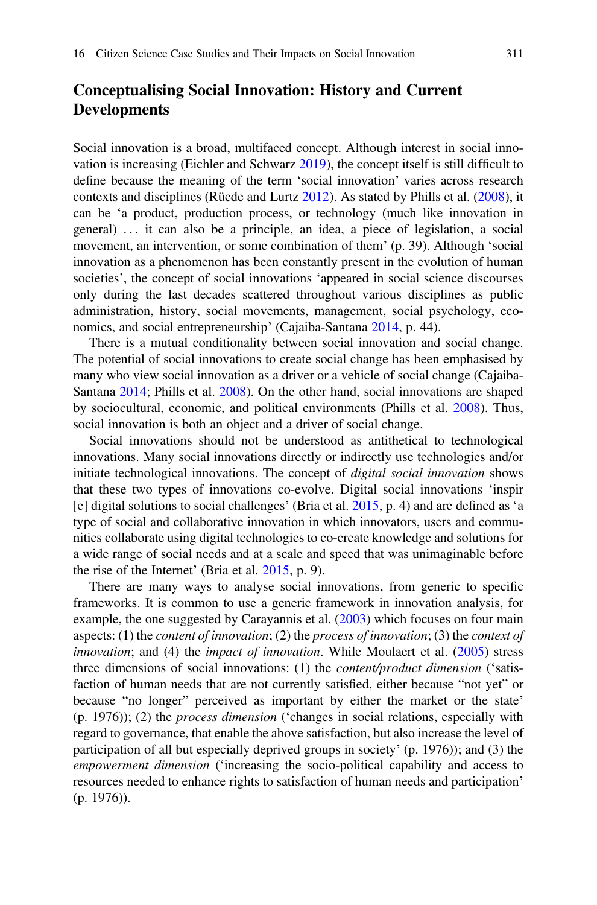## Conceptualising Social Innovation: History and Current Developments

Social innovation is a broad, multifaced concept. Although interest in social innovation is increasing (Eichler and Schwarz 2019), the concept itself is still difficult to define because the meaning of the term 'social innovation' varies across research contexts and disciplines (Rüede and Lurtz 2012). As stated by Phills et al. (2008), it can be 'a product, production process, or technology (much like innovation in general) ... it can also be a principle, an idea, a piece of legislation, a social movement, an intervention, or some combination of them' (p. 39). Although 'social innovation as a phenomenon has been constantly present in the evolution of human societies', the concept of social innovations 'appeared in social science discourses only during the last decades scattered throughout various disciplines as public administration, history, social movements, management, social psychology, economics, and social entrepreneurship' (Cajaiba-Santana 2014, p. 44).

There is a mutual conditionality between social innovation and social change. The potential of social innovations to create social change has been emphasised by many who view social innovation as a driver or a vehicle of social change (Cajaiba-Santana 2014; Phills et al. 2008). On the other hand, social innovations are shaped by sociocultural, economic, and political environments (Phills et al. 2008). Thus, social innovation is both an object and a driver of social change.

Social innovations should not be understood as antithetical to technological innovations. Many social innovations directly or indirectly use technologies and/or initiate technological innovations. The concept of *digital social innovation* shows that these two types of innovations co-evolve. Digital social innovations 'inspir[e] digital solutions to social challenges' (Bria et al. 2015, p. 4) and are defined as 'a type of social and collaborative innovation in which innovators, users and communities collaborate using digital technologies to co-create knowledge and solutions for a wide range of social needs and at a scale and speed that was unimaginable before the rise of the Internet' (Bria et al. 2015, p. 9).

There are many ways to analyse social innovations, from generic to specific frameworks. It is common to use a generic framework in innovation analysis, for example, the one suggested by Carayannis et al. (2003) which focuses on four main aspects: (1) the *content of innovation*; (2) the *process of innovation*; (3) the *context of innovation*; and (4) the *impact of innovation*. While Moulaert et al. (2005) stress three dimensions of social innovations: (1) the *content/product dimension* ('satisfaction of human needs that are not currently satisfied, either because "not yet" or because "no longer" perceived as important by either the market or the state' (p. 1976)); (2) the *process dimension* ('changes in social relations, especially with regard to governance, that enable the above satisfaction, but also increase the level of participation of all but especially deprived groups in society' (p. 1976)); and (3) the *empowerment dimension* ('increasing the socio-political capability and access to resources needed to enhance rights to satisfaction of human needs and participation' (p. 1976)).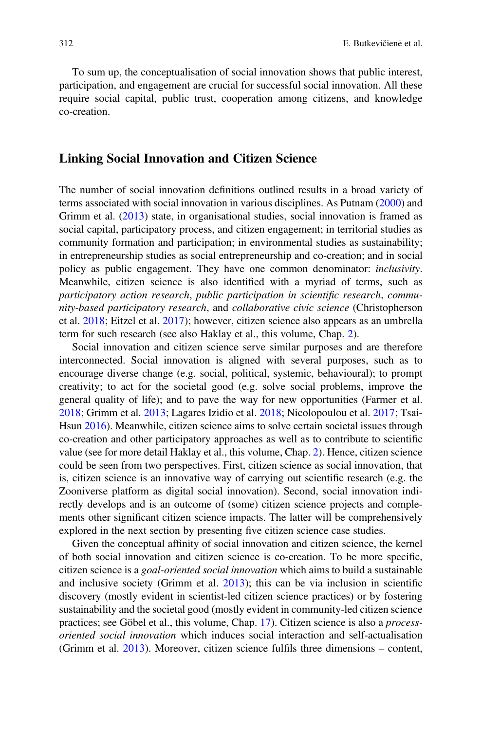To sum up, the conceptualisation of social innovation shows that public interest, participation, and engagement are crucial for successful social innovation. All these require social capital, public trust, cooperation among citizens, and knowledge co-creation.

## Linking Social Innovation and Citizen Science

The number of social innovation definitions outlined results in a broad variety of terms associated with social innovation in various disciplines. As Putnam (2000) and Grimm et al. (2013) state, in organisational studies, social innovation is framed as social capital, participatory process, and citizen engagement; in territorial studies as community formation and participation; in environmental studies as sustainability; in entrepreneurship studies as social entrepreneurship and co-creation; and in social policy as public engagement. They have one common denominator: *inclusivity*. Meanwhile, citizen science is also identified with a myriad of terms, such as *participatory action research*, *public participation in scientific research*, *community-based participatory research*, and *collaborative civic science* (Christopherson et al. 2018; Eitzel et al. 2017); however, citizen science also appears as an umbrella term for such research (see also Haklay et al., this volume, Chap. 2).

Social innovation and citizen science serve similar purposes and are therefore interconnected. Social innovation is aligned with several purposes, such as to encourage diverse change (e.g. social, political, systemic, behavioural); to prompt creativity; to act for the societal good (e.g. solve social problems, improve the general quality of life); and to pave the way for new opportunities (Farmer et al. 2018; Grimm et al. 2013; Lagares Izidio et al. 2018; Nicolopoulou et al. 2017; Tsai-Hsun 2016). Meanwhile, citizen science aims to solve certain societal issues through co-creation and other participatory approaches as well as to contribute to scientific value (see for more detail Haklay et al., this volume, Chap. 2). Hence, citizen science could be seen from two perspectives. First, citizen science as social innovation, that is, citizen science is an innovative way of carrying out scientific research (e.g. the Zooniverse platform as digital social innovation). Second, social innovation indirectly develops and is an outcome of (some) citizen science projects and complements other significant citizen science impacts. The latter will be comprehensively explored in the next section by presenting five citizen science case studies.

Given the conceptual affinity of social innovation and citizen science, the kernel of both social innovation and citizen science is co-creation. To be more specific, citizen science is a *goal-oriented social innovation* which aims to build a sustainable and inclusive society (Grimm et al. 2013); this can be via inclusion in scientific discovery (mostly evident in scientist-led citizen science practices) or by fostering sustainability and the societal good (mostly evident in community-led citizen science practices; see Göbel et al., this volume, Chap. 17). Citizen science is also a *process-oriented social innovation* which induces social interaction and self-actualisation (Grimm et al. 2013). Moreover, citizen science fulfils three dimensions – content,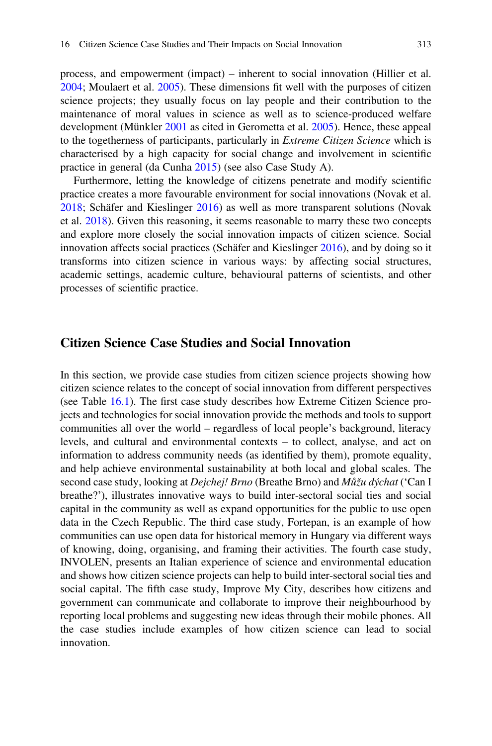process, and empowerment (impact) – inherent to social innovation (Hillier et al. 2004; Moulaert et al. 2005). These dimensions fit well with the purposes of citizen science projects; they usually focus on lay people and their contribution to the maintenance of moral values in science as well as to science-produced welfare development (Münkler 2001 as cited in Gerometta et al. 2005). Hence, these appeal to the togetherness of participants, particularly in *Extreme Citizen Science* which is characterised by a high capacity for social change and involvement in scientific practice in general (da Cunha 2015) (see also Case Study A).

Furthermore, letting the knowledge of citizens penetrate and modify scientific practice creates a more favourable environment for social innovations (Novak et al. 2018; Schäfer and Kieslinger 2016) as well as more transparent solutions (Novak et al. 2018). Given this reasoning, it seems reasonable to marry these two concepts and explore more closely the social innovation impacts of citizen science. Social innovation affects social practices (Schäfer and Kieslinger 2016), and by doing so it transforms into citizen science in various ways: by affecting social structures, academic settings, academic culture, behavioural patterns of scientists, and other processes of scientific practice.

## Citizen Science Case Studies and Social Innovation

In this section, we provide case studies from citizen science projects showing how citizen science relates to the concept of social innovation from different perspectives (see Table 16.1). The first case study describes how Extreme Citizen Science projects and technologies for social innovation provide the methods and tools to support communities all over the world – regardless of local people's background, literacy levels, and cultural and environmental contexts – to collect, analyse, and act on information to address community needs (as identified by them), promote equality, and help achieve environmental sustainability at both local and global scales. The second case study, looking at *Dejchej! Brno* (Breathe Brno) and *Můžu dýchat* ('Can I breathe?'), illustrates innovative ways to build inter-sectoral social ties and social capital in the community as well as expand opportunities for the public to use open data in the Czech Republic. The third case study, Fortepan, is an example of how communities can use open data for historical memory in Hungary via different ways of knowing, doing, organising, and framing their activities. The fourth case study, INVOLEN, presents an Italian experience of science and environmental education and shows how citizen science projects can help to build inter-sectoral social ties and social capital. The fifth case study, Improve My City, describes how citizens and government can communicate and collaborate to improve their neighbourhood by reporting local problems and suggesting new ideas through their mobile phones. All the case studies include examples of how citizen science can lead to social innovation.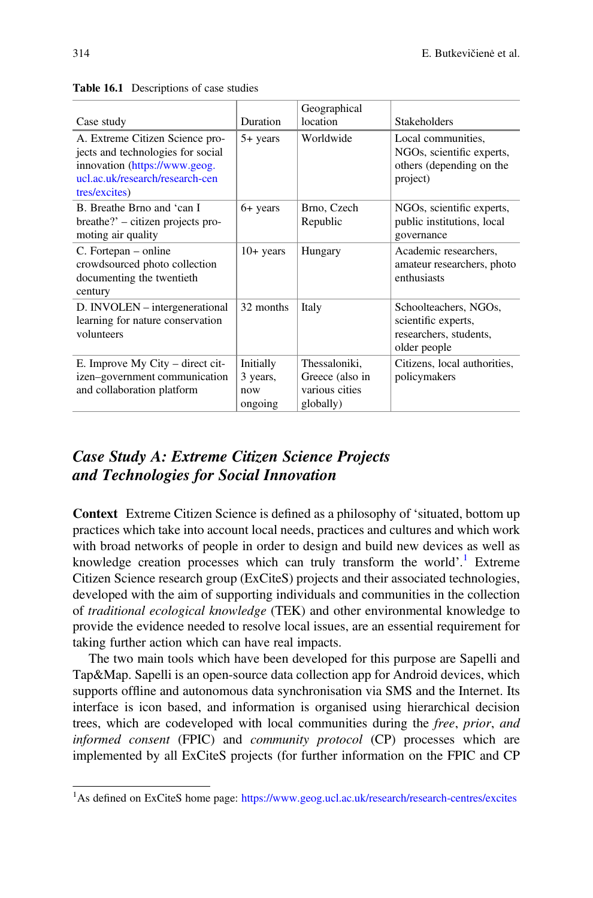**Table 16.1** Descriptions of case studies

| Case study | Duration | Geographical location | Stakeholders |
|---|---|---|---|
| A. Extreme Citizen Science projects and technologies for social innovation (https://www.geog.ucl.ac.uk/research/research-centres/excites) | 5+ years | Worldwide | Local communities, NGOs, scientific experts, others (depending on the project) |
| B. Breathe Brno and 'can I breathe?' – citizen projects promoting air quality | 6+ years | Brno, Czech Republic | NGOs, scientific experts, public institutions, local governance |
| C. Fortepan – online crowdsourced photo collection documenting the twentieth century | 10+ years | Hungary | Academic researchers, amateur researchers, photo enthusiasts |
| D. INVOLEN – intergenerational learning for nature conservation volunteers | 32 months | Italy | Schoolteachers, NGOs, scientific experts, researchers, students, older people |
| E. Improve My City – direct citizen–government communication and collaboration platform | Initially 3 years, now ongoing | Thessaloniki, Greece (also in various cities globally) | Citizens, local authorities, policymakers |

## *Case Study A: Extreme Citizen Science Projects and Technologies for Social Innovation*

**Context** Extreme Citizen Science is defined as a philosophy of 'situated, bottom up practices which take into account local needs, practices and cultures and which work with broad networks of people in order to design and build new devices as well as knowledge creation processes which can truly transform the world'.[1] Extreme Citizen Science research group (ExCiteS) projects and their associated technologies, developed with the aim of supporting individuals and communities in the collection of *traditional ecological knowledge* (TEK) and other environmental knowledge to provide the evidence needed to resolve local issues, are an essential requirement for taking further action which can have real impacts.

The two main tools which have been developed for this purpose are Sapelli and Tap&Map. Sapelli is an open-source data collection app for Android devices, which supports offline and autonomous data synchronisation via SMS and the Internet. Its interface is icon based, and information is organised using hierarchical decision trees, which are codeveloped with local communities during the *free*, *prior*, *and informed consent* (FPIC) and *community protocol* (CP) processes which are implemented by all ExCiteS projects (for further information on the FPIC and CP

[1] As defined on ExCiteS home page: https://www.geog.ucl.ac.uk/research/research-centres/excites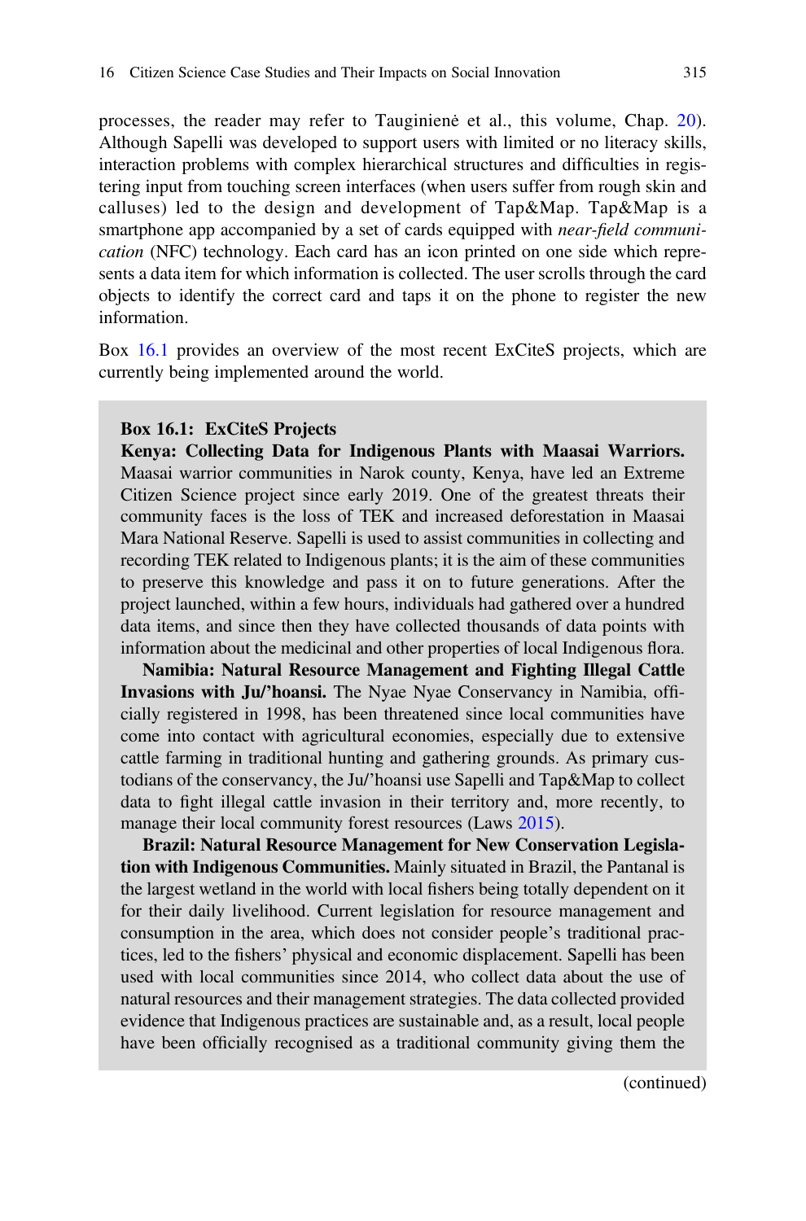processes, the reader may refer to Tauginienė et al., this volume, Chap. 20). Although Sapelli was developed to support users with limited or no literacy skills, interaction problems with complex hierarchical structures and difficulties in registering input from touching screen interfaces (when users suffer from rough skin and calluses) led to the design and development of Tap&Map. Tap&Map is a smartphone app accompanied by a set of cards equipped with *near-field communication* (NFC) technology. Each card has an icon printed on one side which represents a data item for which information is collected. The user scrolls through the card objects to identify the correct card and taps it on the phone to register the new information.

Box 16.1 provides an overview of the most recent ExCiteS projects, which are currently being implemented around the world.

> **Box 16.1: ExCiteS Projects**
>
> **Kenya: Collecting Data for Indigenous Plants with Maasai Warriors.** Maasai warrior communities in Narok county, Kenya, have led an Extreme Citizen Science project since early 2019. One of the greatest threats their community faces is the loss of TEK and increased deforestation in Maasai Mara National Reserve. Sapelli is used to assist communities in collecting and recording TEK related to Indigenous plants; it is the aim of these communities to preserve this knowledge and pass it on to future generations. After the project launched, within a few hours, individuals had gathered over a hundred data items, and since then they have collected thousands of data points with information about the medicinal and other properties of local Indigenous flora.
>
> **Namibia: Natural Resource Management and Fighting Illegal Cattle Invasions with Ju/'hoansi.** The Nyae Nyae Conservancy in Namibia, officially registered in 1998, has been threatened since local communities have come into contact with agricultural economies, especially due to extensive cattle farming in traditional hunting and gathering grounds. As primary custodians of the conservancy, the Ju/'hoansi use Sapelli and Tap&Map to collect data to fight illegal cattle invasion in their territory and, more recently, to manage their local community forest resources (Laws 2015).
>
> **Brazil: Natural Resource Management for New Conservation Legislation with Indigenous Communities.** Mainly situated in Brazil, the Pantanal is the largest wetland in the world with local fishers being totally dependent on it for their daily livelihood. Current legislation for resource management and consumption in the area, which does not consider people's traditional practices, led to the fishers' physical and economic displacement. Sapelli has been used with local communities since 2014, who collect data about the use of natural resources and their management strategies. The data collected provided evidence that Indigenous practices are sustainable and, as a result, local people have been officially recognised as a traditional community giving them the
>
> (continued)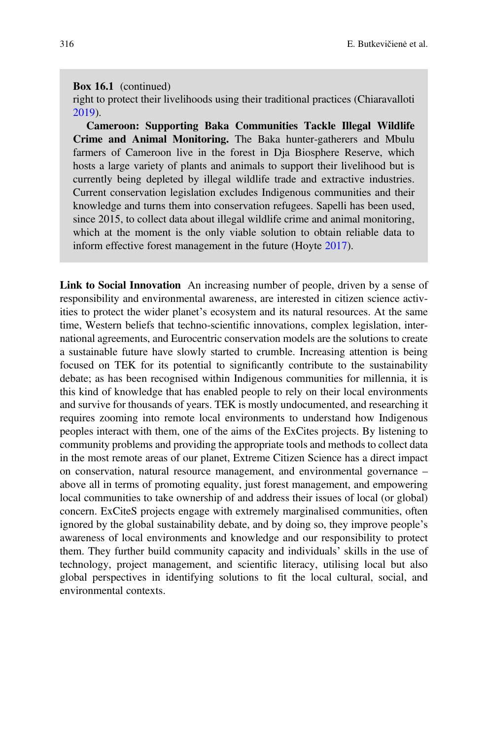**Box 16.1** (continued)

right to protect their livelihoods using their traditional practices (Chiaravalloti 2019).

**Cameroon: Supporting Baka Communities Tackle Illegal Wildlife Crime and Animal Monitoring.** The Baka hunter-gatherers and Mbulu farmers of Cameroon live in the forest in Dja Biosphere Reserve, which hosts a large variety of plants and animals to support their livelihood but is currently being depleted by illegal wildlife trade and extractive industries. Current conservation legislation excludes Indigenous communities and their knowledge and turns them into conservation refugees. Sapelli has been used, since 2015, to collect data about illegal wildlife crime and animal monitoring, which at the moment is the only viable solution to obtain reliable data to inform effective forest management in the future (Hoyte 2017).

**Link to Social Innovation** An increasing number of people, driven by a sense of responsibility and environmental awareness, are interested in citizen science activities to protect the wider planet's ecosystem and its natural resources. At the same time, Western beliefs that techno-scientific innovations, complex legislation, international agreements, and Eurocentric conservation models are the solutions to create a sustainable future have slowly started to crumble. Increasing attention is being focused on TEK for its potential to significantly contribute to the sustainability debate; as has been recognised within Indigenous communities for millennia, it is this kind of knowledge that has enabled people to rely on their local environments and survive for thousands of years. TEK is mostly undocumented, and researching it requires zooming into remote local environments to understand how Indigenous peoples interact with them, one of the aims of the ExCites projects. By listening to community problems and providing the appropriate tools and methods to collect data in the most remote areas of our planet, Extreme Citizen Science has a direct impact on conservation, natural resource management, and environmental governance – above all in terms of promoting equality, just forest management, and empowering local communities to take ownership of and address their issues of local (or global) concern. ExCiteS projects engage with extremely marginalised communities, often ignored by the global sustainability debate, and by doing so, they improve people's awareness of local environments and knowledge and our responsibility to protect them. They further build community capacity and individuals' skills in the use of technology, project management, and scientific literacy, utilising local but also global perspectives in identifying solutions to fit the local cultural, social, and environmental contexts.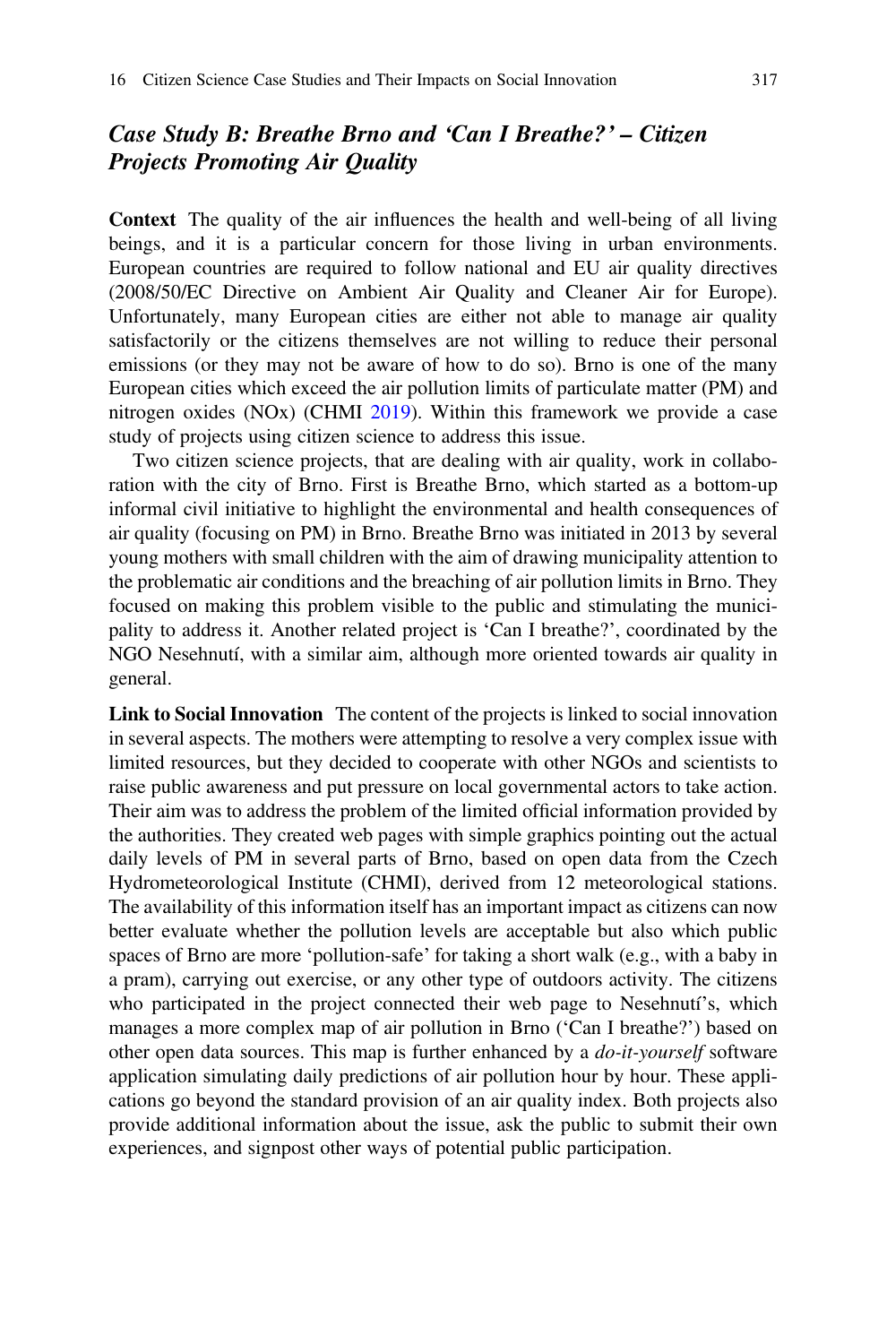### *Case Study B: Breathe Brno and 'Can I Breathe?' – Citizen Projects Promoting Air Quality*

**Context** The quality of the air influences the health and well-being of all living beings, and it is a particular concern for those living in urban environments. European countries are required to follow national and EU air quality directives (2008/50/EC Directive on Ambient Air Quality and Cleaner Air for Europe). Unfortunately, many European cities are either not able to manage air quality satisfactorily or the citizens themselves are not willing to reduce their personal emissions (or they may not be aware of how to do so). Brno is one of the many European cities which exceed the air pollution limits of particulate matter (PM) and nitrogen oxides (NOx) (CHMI 2019). Within this framework we provide a case study of projects using citizen science to address this issue.

Two citizen science projects, that are dealing with air quality, work in collaboration with the city of Brno. First is Breathe Brno, which started as a bottom-up informal civil initiative to highlight the environmental and health consequences of air quality (focusing on PM) in Brno. Breathe Brno was initiated in 2013 by several young mothers with small children with the aim of drawing municipality attention to the problematic air conditions and the breaching of air pollution limits in Brno. They focused on making this problem visible to the public and stimulating the municipality to address it. Another related project is 'Can I breathe?', coordinated by the NGO Nesehnutí, with a similar aim, although more oriented towards air quality in general.

**Link to Social Innovation** The content of the projects is linked to social innovation in several aspects. The mothers were attempting to resolve a very complex issue with limited resources, but they decided to cooperate with other NGOs and scientists to raise public awareness and put pressure on local governmental actors to take action. Their aim was to address the problem of the limited official information provided by the authorities. They created web pages with simple graphics pointing out the actual daily levels of PM in several parts of Brno, based on open data from the Czech Hydrometeorological Institute (CHMI), derived from 12 meteorological stations. The availability of this information itself has an important impact as citizens can now better evaluate whether the pollution levels are acceptable but also which public spaces of Brno are more 'pollution-safe' for taking a short walk (e.g., with a baby in a pram), carrying out exercise, or any other type of outdoors activity. The citizens who participated in the project connected their web page to Nesehnutí's, which manages a more complex map of air pollution in Brno ('Can I breathe?') based on other open data sources. This map is further enhanced by a *do-it-yourself* software application simulating daily predictions of air pollution hour by hour. These applications go beyond the standard provision of an air quality index. Both projects also provide additional information about the issue, ask the public to submit their own experiences, and signpost other ways of potential public participation.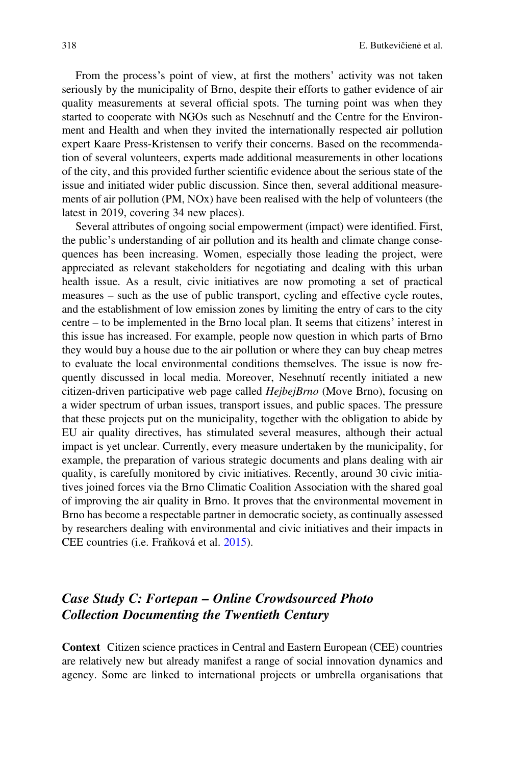From the process's point of view, at first the mothers' activity was not taken seriously by the municipality of Brno, despite their efforts to gather evidence of air quality measurements at several official spots. The turning point was when they started to cooperate with NGOs such as Nesehnutí and the Centre for the Environment and Health and when they invited the internationally respected air pollution expert Kaare Press-Kristensen to verify their concerns. Based on the recommendation of several volunteers, experts made additional measurements in other locations of the city, and this provided further scientific evidence about the serious state of the issue and initiated wider public discussion. Since then, several additional measurements of air pollution (PM, NOx) have been realised with the help of volunteers (the latest in 2019, covering 34 new places).

Several attributes of ongoing social empowerment (impact) were identified. First, the public's understanding of air pollution and its health and climate change consequences has been increasing. Women, especially those leading the project, were appreciated as relevant stakeholders for negotiating and dealing with this urban health issue. As a result, civic initiatives are now promoting a set of practical measures – such as the use of public transport, cycling and effective cycle routes, and the establishment of low emission zones by limiting the entry of cars to the city centre – to be implemented in the Brno local plan. It seems that citizens' interest in this issue has increased. For example, people now question in which parts of Brno they would buy a house due to the air pollution or where they can buy cheap metres to evaluate the local environmental conditions themselves. The issue is now frequently discussed in local media. Moreover, Nesehnutí recently initiated a new citizen-driven participative web page called *HejbejBrno* (Move Brno), focusing on a wider spectrum of urban issues, transport issues, and public spaces. The pressure that these projects put on the municipality, together with the obligation to abide by EU air quality directives, has stimulated several measures, although their actual impact is yet unclear. Currently, every measure undertaken by the municipality, for example, the preparation of various strategic documents and plans dealing with air quality, is carefully monitored by civic initiatives. Recently, around 30 civic initiatives joined forces via the Brno Climatic Coalition Association with the shared goal of improving the air quality in Brno. It proves that the environmental movement in Brno has become a respectable partner in democratic society, as continually assessed by researchers dealing with environmental and civic initiatives and their impacts in CEE countries (i.e. Fraňková et al. 2015).

## *Case Study C: Fortepan – Online Crowdsourced Photo Collection Documenting the Twentieth Century*

**Context** Citizen science practices in Central and Eastern European (CEE) countries are relatively new but already manifest a range of social innovation dynamics and agency. Some are linked to international projects or umbrella organisations that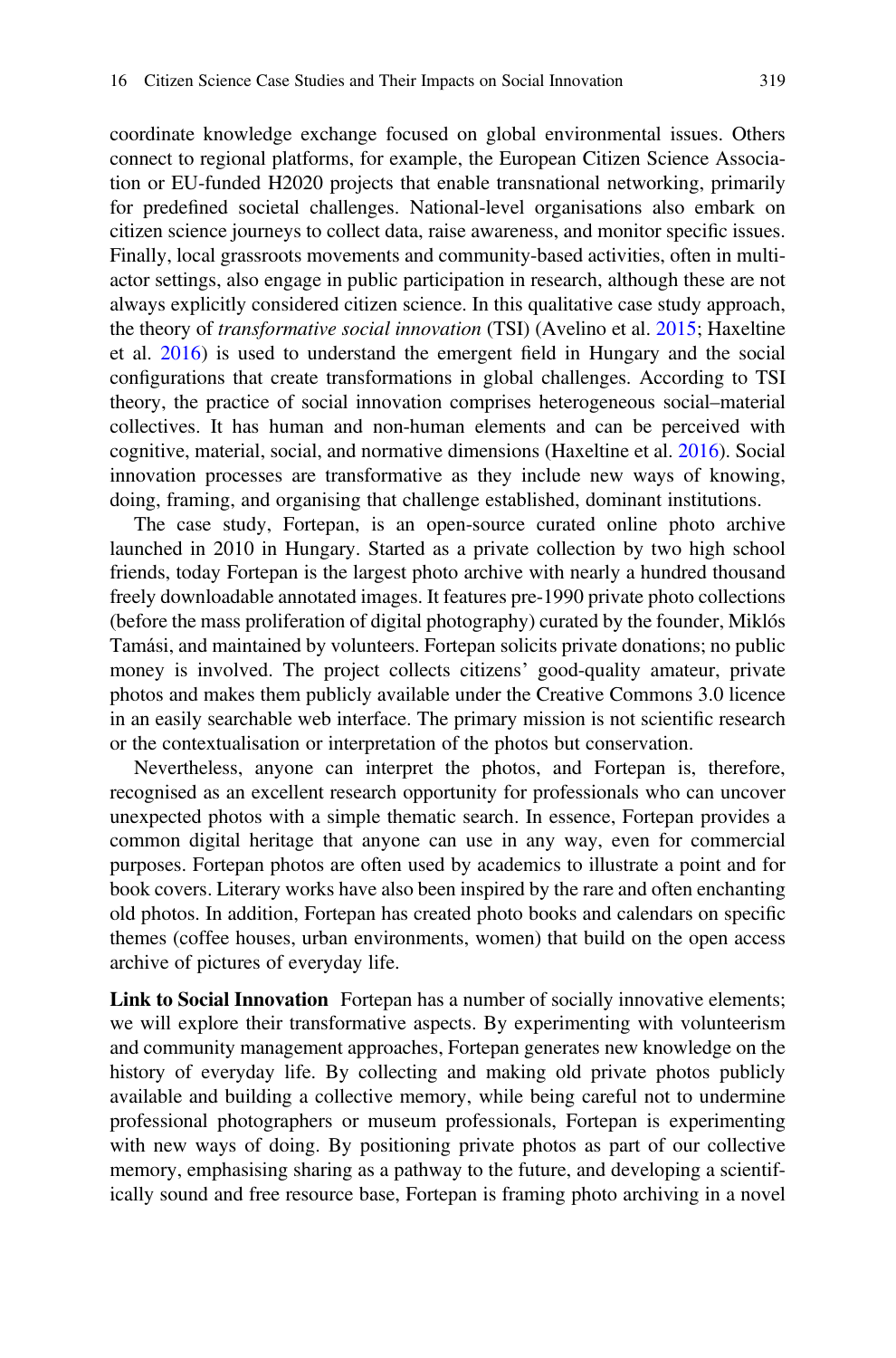coordinate knowledge exchange focused on global environmental issues. Others connect to regional platforms, for example, the European Citizen Science Association or EU-funded H2020 projects that enable transnational networking, primarily for predefined societal challenges. National-level organisations also embark on citizen science journeys to collect data, raise awareness, and monitor specific issues. Finally, local grassroots movements and community-based activities, often in multi-actor settings, also engage in public participation in research, although these are not always explicitly considered citizen science. In this qualitative case study approach, the theory of *transformative social innovation* (TSI) (Avelino et al. 2015; Haxeltine et al. 2016) is used to understand the emergent field in Hungary and the social configurations that create transformations in global challenges. According to TSI theory, the practice of social innovation comprises heterogeneous social–material collectives. It has human and non-human elements and can be perceived with cognitive, material, social, and normative dimensions (Haxeltine et al. 2016). Social innovation processes are transformative as they include new ways of knowing, doing, framing, and organising that challenge established, dominant institutions.

The case study, Fortepan, is an open-source curated online photo archive launched in 2010 in Hungary. Started as a private collection by two high school friends, today Fortepan is the largest photo archive with nearly a hundred thousand freely downloadable annotated images. It features pre-1990 private photo collections (before the mass proliferation of digital photography) curated by the founder, Miklós Tamási, and maintained by volunteers. Fortepan solicits private donations; no public money is involved. The project collects citizens' good-quality amateur, private photos and makes them publicly available under the Creative Commons 3.0 licence in an easily searchable web interface. The primary mission is not scientific research or the contextualisation or interpretation of the photos but conservation.

Nevertheless, anyone can interpret the photos, and Fortepan is, therefore, recognised as an excellent research opportunity for professionals who can uncover unexpected photos with a simple thematic search. In essence, Fortepan provides a common digital heritage that anyone can use in any way, even for commercial purposes. Fortepan photos are often used by academics to illustrate a point and for book covers. Literary works have also been inspired by the rare and often enchanting old photos. In addition, Fortepan has created photo books and calendars on specific themes (coffee houses, urban environments, women) that build on the open access archive of pictures of everyday life.

**Link to Social Innovation** Fortepan has a number of socially innovative elements; we will explore their transformative aspects. By experimenting with volunteerism and community management approaches, Fortepan generates new knowledge on the history of everyday life. By collecting and making old private photos publicly available and building a collective memory, while being careful not to undermine professional photographers or museum professionals, Fortepan is experimenting with new ways of doing. By positioning private photos as part of our collective memory, emphasising sharing as a pathway to the future, and developing a scientifically sound and free resource base, Fortepan is framing photo archiving in a novel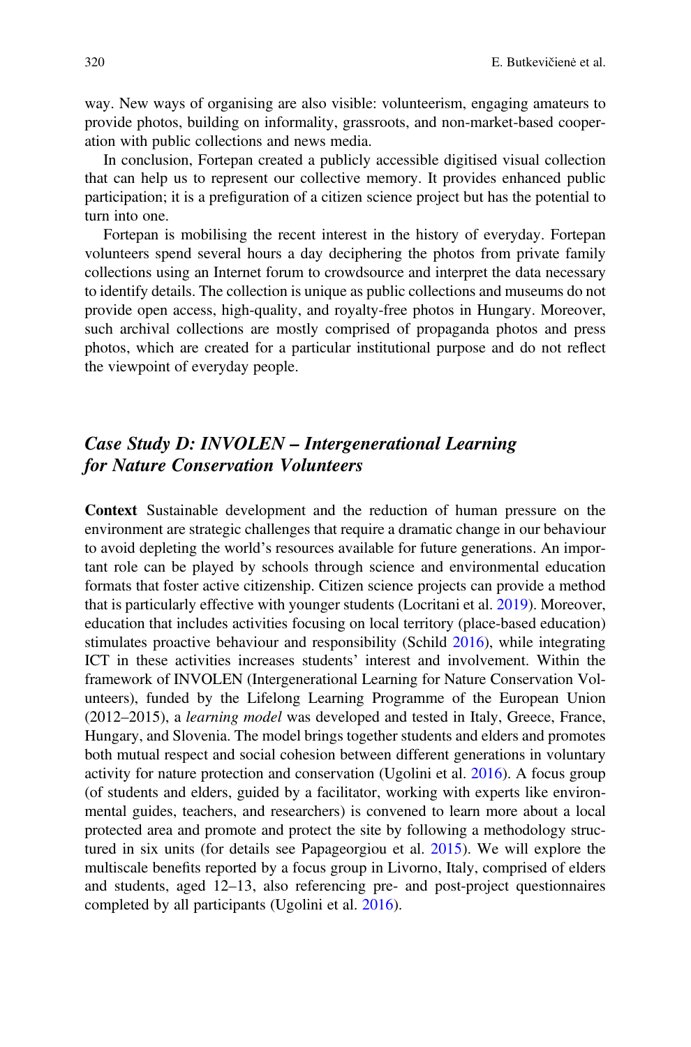way. New ways of organising are also visible: volunteerism, engaging amateurs to provide photos, building on informality, grassroots, and non-market-based cooperation with public collections and news media.

In conclusion, Fortepan created a publicly accessible digitised visual collection that can help us to represent our collective memory. It provides enhanced public participation; it is a prefiguration of a citizen science project but has the potential to turn into one.

Fortepan is mobilising the recent interest in the history of everyday. Fortepan volunteers spend several hours a day deciphering the photos from private family collections using an Internet forum to crowdsource and interpret the data necessary to identify details. The collection is unique as public collections and museums do not provide open access, high-quality, and royalty-free photos in Hungary. Moreover, such archival collections are mostly comprised of propaganda photos and press photos, which are created for a particular institutional purpose and do not reflect the viewpoint of everyday people.

## *Case Study D: INVOLEN – Intergenerational Learning for Nature Conservation Volunteers*

**Context** Sustainable development and the reduction of human pressure on the environment are strategic challenges that require a dramatic change in our behaviour to avoid depleting the world's resources available for future generations. An important role can be played by schools through science and environmental education formats that foster active citizenship. Citizen science projects can provide a method that is particularly effective with younger students (Locritani et al. 2019). Moreover, education that includes activities focusing on local territory (place-based education) stimulates proactive behaviour and responsibility (Schild 2016), while integrating ICT in these activities increases students' interest and involvement. Within the framework of INVOLEN (Intergenerational Learning for Nature Conservation Volunteers), funded by the Lifelong Learning Programme of the European Union (2012–2015), a *learning model* was developed and tested in Italy, Greece, France, Hungary, and Slovenia. The model brings together students and elders and promotes both mutual respect and social cohesion between different generations in voluntary activity for nature protection and conservation (Ugolini et al. 2016). A focus group (of students and elders, guided by a facilitator, working with experts like environmental guides, teachers, and researchers) is convened to learn more about a local protected area and promote and protect the site by following a methodology structured in six units (for details see Papageorgiou et al. 2015). We will explore the multiscale benefits reported by a focus group in Livorno, Italy, comprised of elders and students, aged 12–13, also referencing pre- and post-project questionnaires completed by all participants (Ugolini et al. 2016).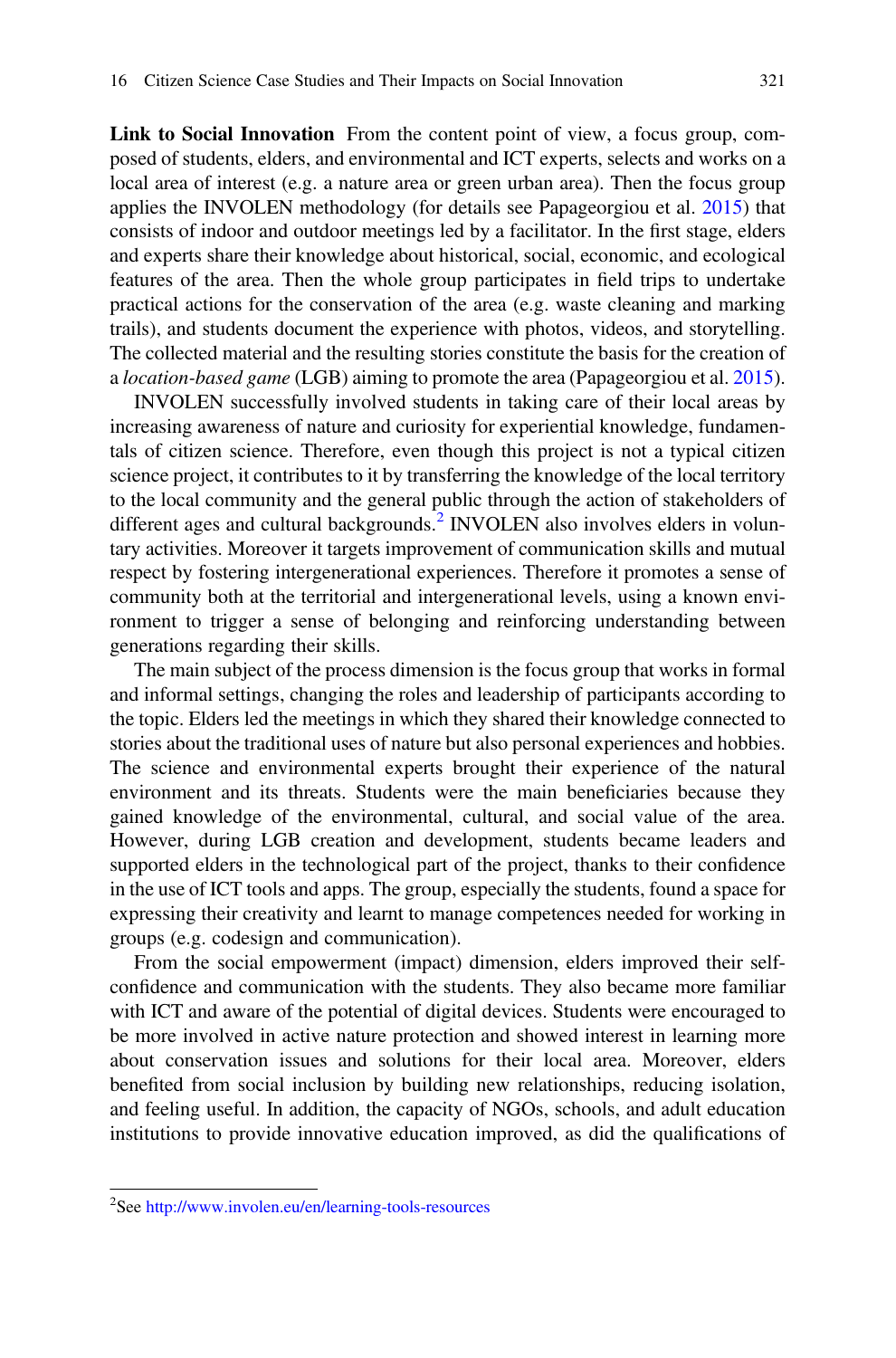**Link to Social Innovation** From the content point of view, a focus group, composed of students, elders, and environmental and ICT experts, selects and works on a local area of interest (e.g. a nature area or green urban area). Then the focus group applies the INVOLEN methodology (for details see Papageorgiou et al. 2015) that consists of indoor and outdoor meetings led by a facilitator. In the first stage, elders and experts share their knowledge about historical, social, economic, and ecological features of the area. Then the whole group participates in field trips to undertake practical actions for the conservation of the area (e.g. waste cleaning and marking trails), and students document the experience with photos, videos, and storytelling. The collected material and the resulting stories constitute the basis for the creation of a *location-based game* (LGB) aiming to promote the area (Papageorgiou et al. 2015).

INVOLEN successfully involved students in taking care of their local areas by increasing awareness of nature and curiosity for experiential knowledge, fundamentals of citizen science. Therefore, even though this project is not a typical citizen science project, it contributes to it by transferring the knowledge of the local territory to the local community and the general public through the action of stakeholders of different ages and cultural backgrounds.[2] INVOLEN also involves elders in voluntary activities. Moreover it targets improvement of communication skills and mutual respect by fostering intergenerational experiences. Therefore it promotes a sense of community both at the territorial and intergenerational levels, using a known environment to trigger a sense of belonging and reinforcing understanding between generations regarding their skills.

The main subject of the process dimension is the focus group that works in formal and informal settings, changing the roles and leadership of participants according to the topic. Elders led the meetings in which they shared their knowledge connected to stories about the traditional uses of nature but also personal experiences and hobbies. The science and environmental experts brought their experience of the natural environment and its threats. Students were the main beneficiaries because they gained knowledge of the environmental, cultural, and social value of the area. However, during LGB creation and development, students became leaders and supported elders in the technological part of the project, thanks to their confidence in the use of ICT tools and apps. The group, especially the students, found a space for expressing their creativity and learnt to manage competences needed for working in groups (e.g. codesign and communication).

From the social empowerment (impact) dimension, elders improved their self-confidence and communication with the students. They also became more familiar with ICT and aware of the potential of digital devices. Students were encouraged to be more involved in active nature protection and showed interest in learning more about conservation issues and solutions for their local area. Moreover, elders benefited from social inclusion by building new relationships, reducing isolation, and feeling useful. In addition, the capacity of NGOs, schools, and adult education institutions to provide innovative education improved, as did the qualifications of

[2] See http://www.involen.eu/en/learning-tools-resources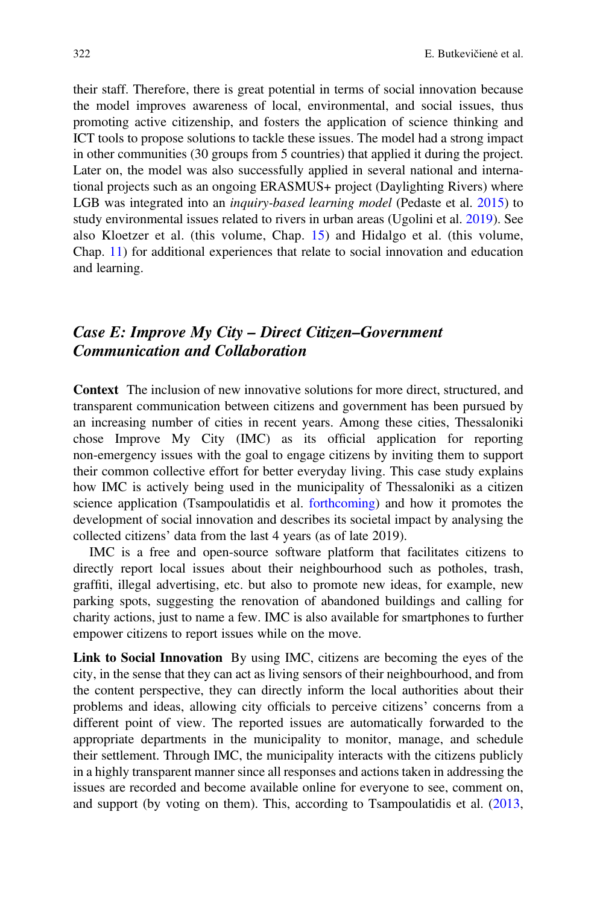their staff. Therefore, there is great potential in terms of social innovation because the model improves awareness of local, environmental, and social issues, thus promoting active citizenship, and fosters the application of science thinking and ICT tools to propose solutions to tackle these issues. The model had a strong impact in other communities (30 groups from 5 countries) that applied it during the project. Later on, the model was also successfully applied in several national and international projects such as an ongoing ERASMUS+ project (Daylighting Rivers) where LGB was integrated into an *inquiry-based learning model* (Pedaste et al. 2015) to study environmental issues related to rivers in urban areas (Ugolini et al. 2019). See also Kloetzer et al. (this volume, Chap. 15) and Hidalgo et al. (this volume, Chap. 11) for additional experiences that relate to social innovation and education and learning.

### *Case E: Improve My City – Direct Citizen–Government Communication and Collaboration*

**Context** The inclusion of new innovative solutions for more direct, structured, and transparent communication between citizens and government has been pursued by an increasing number of cities in recent years. Among these cities, Thessaloniki chose Improve My City (IMC) as its official application for reporting non-emergency issues with the goal to engage citizens by inviting them to support their common collective effort for better everyday living. This case study explains how IMC is actively being used in the municipality of Thessaloniki as a citizen science application (Tsampoulatidis et al. forthcoming) and how it promotes the development of social innovation and describes its societal impact by analysing the collected citizens' data from the last 4 years (as of late 2019).

IMC is a free and open-source software platform that facilitates citizens to directly report local issues about their neighbourhood such as potholes, trash, graffiti, illegal advertising, etc. but also to promote new ideas, for example, new parking spots, suggesting the renovation of abandoned buildings and calling for charity actions, just to name a few. IMC is also available for smartphones to further empower citizens to report issues while on the move.

**Link to Social Innovation** By using IMC, citizens are becoming the eyes of the city, in the sense that they can act as living sensors of their neighbourhood, and from the content perspective, they can directly inform the local authorities about their problems and ideas, allowing city officials to perceive citizens' concerns from a different point of view. The reported issues are automatically forwarded to the appropriate departments in the municipality to monitor, manage, and schedule their settlement. Through IMC, the municipality interacts with the citizens publicly in a highly transparent manner since all responses and actions taken in addressing the issues are recorded and become available online for everyone to see, comment on, and support (by voting on them). This, according to Tsampoulatidis et al. (2013,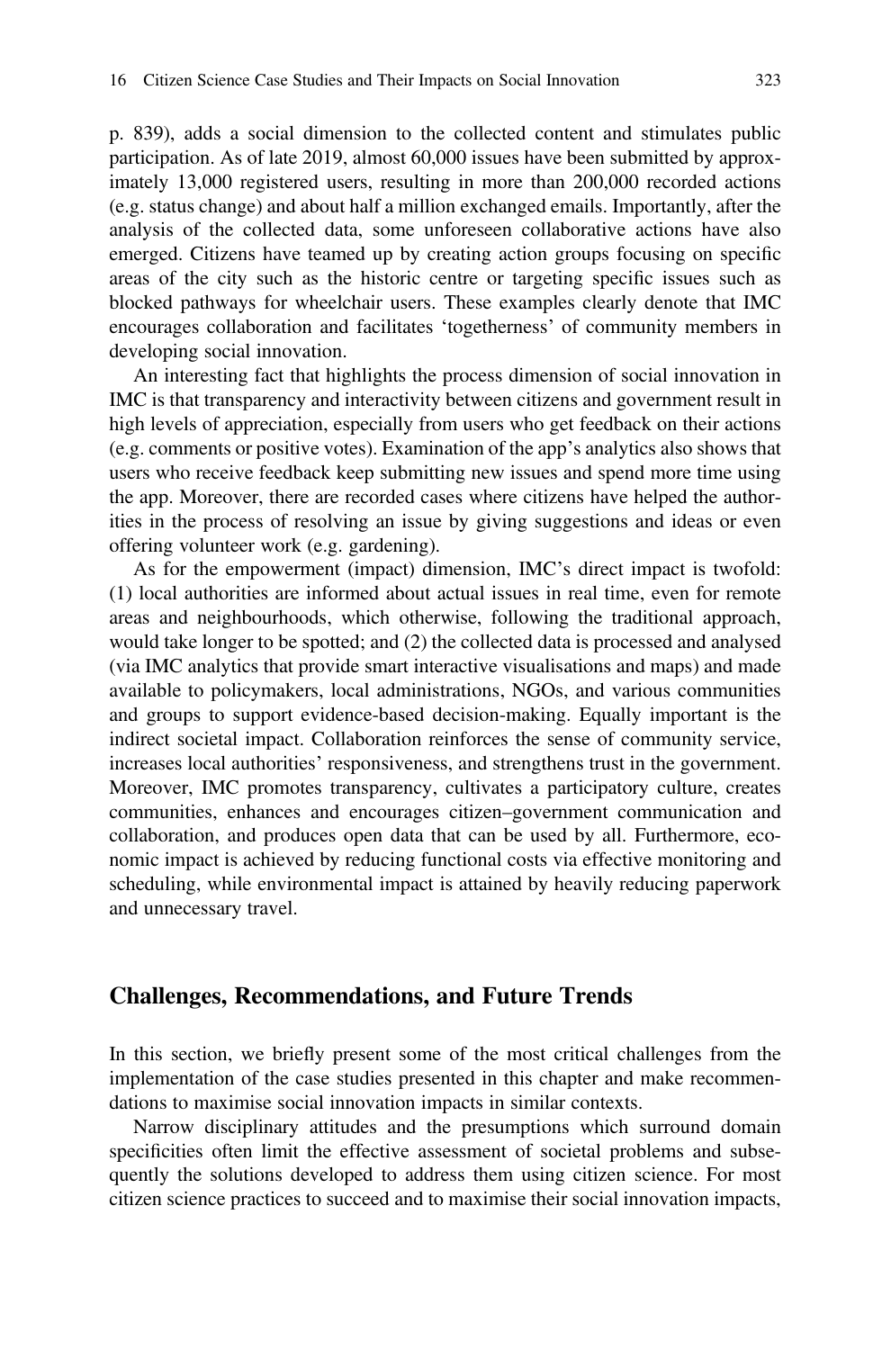p. 839), adds a social dimension to the collected content and stimulates public participation. As of late 2019, almost 60,000 issues have been submitted by approximately 13,000 registered users, resulting in more than 200,000 recorded actions (e.g. status change) and about half a million exchanged emails. Importantly, after the analysis of the collected data, some unforeseen collaborative actions have also emerged. Citizens have teamed up by creating action groups focusing on specific areas of the city such as the historic centre or targeting specific issues such as blocked pathways for wheelchair users. These examples clearly denote that IMC encourages collaboration and facilitates 'togetherness' of community members in developing social innovation.

An interesting fact that highlights the process dimension of social innovation in IMC is that transparency and interactivity between citizens and government result in high levels of appreciation, especially from users who get feedback on their actions (e.g. comments or positive votes). Examination of the app's analytics also shows that users who receive feedback keep submitting new issues and spend more time using the app. Moreover, there are recorded cases where citizens have helped the authorities in the process of resolving an issue by giving suggestions and ideas or even offering volunteer work (e.g. gardening).

As for the empowerment (impact) dimension, IMC's direct impact is twofold: (1) local authorities are informed about actual issues in real time, even for remote areas and neighbourhoods, which otherwise, following the traditional approach, would take longer to be spotted; and (2) the collected data is processed and analysed (via IMC analytics that provide smart interactive visualisations and maps) and made available to policymakers, local administrations, NGOs, and various communities and groups to support evidence-based decision-making. Equally important is the indirect societal impact. Collaboration reinforces the sense of community service, increases local authorities' responsiveness, and strengthens trust in the government. Moreover, IMC promotes transparency, cultivates a participatory culture, creates communities, enhances and encourages citizen–government communication and collaboration, and produces open data that can be used by all. Furthermore, economic impact is achieved by reducing functional costs via effective monitoring and scheduling, while environmental impact is attained by heavily reducing paperwork and unnecessary travel.

## Challenges, Recommendations, and Future Trends

In this section, we briefly present some of the most critical challenges from the implementation of the case studies presented in this chapter and make recommendations to maximise social innovation impacts in similar contexts.

Narrow disciplinary attitudes and the presumptions which surround domain specificities often limit the effective assessment of societal problems and subsequently the solutions developed to address them using citizen science. For most citizen science practices to succeed and to maximise their social innovation impacts,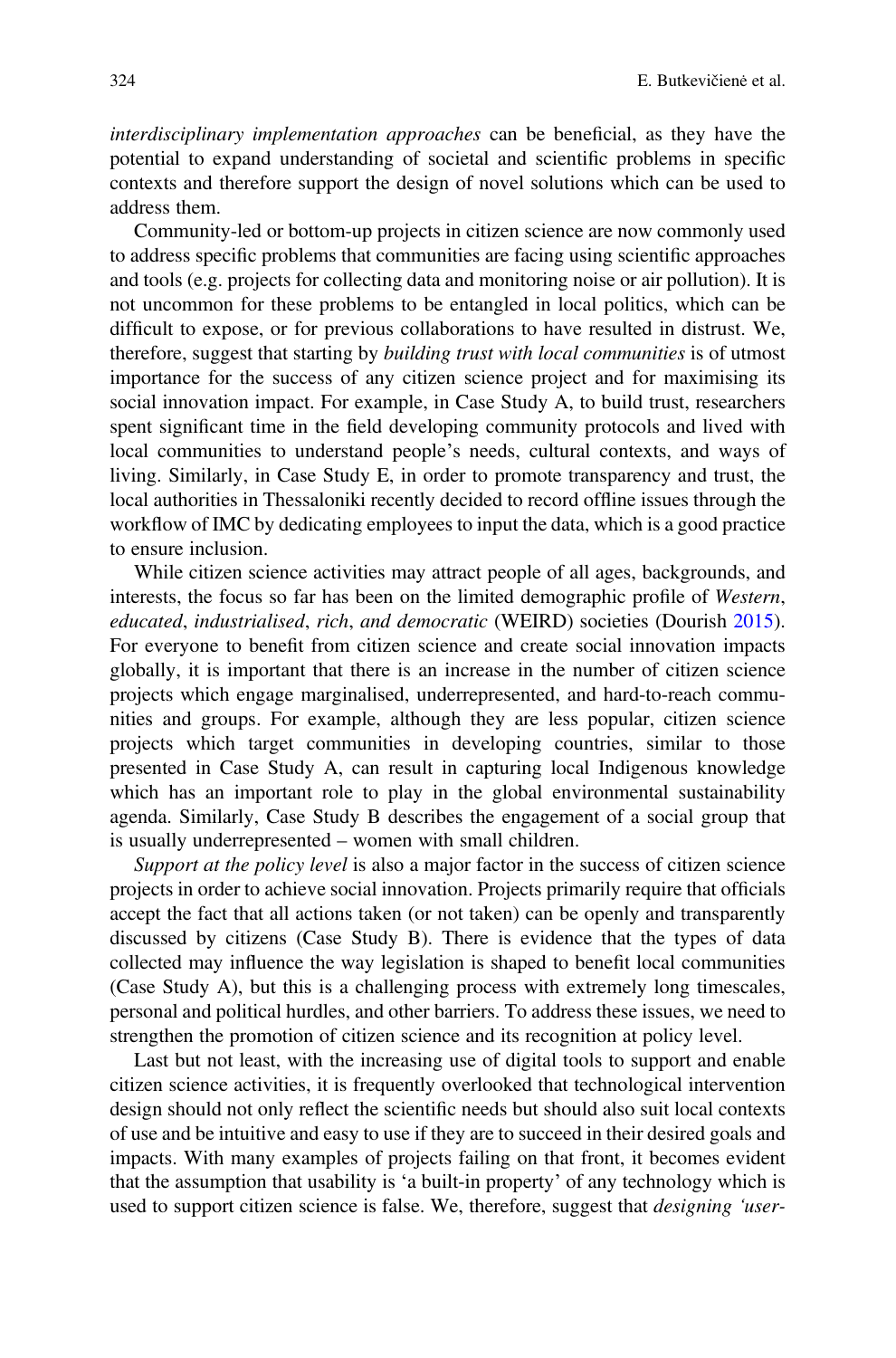*interdisciplinary implementation approaches* can be beneficial, as they have the potential to expand understanding of societal and scientific problems in specific contexts and therefore support the design of novel solutions which can be used to address them.

Community-led or bottom-up projects in citizen science are now commonly used to address specific problems that communities are facing using scientific approaches and tools (e.g. projects for collecting data and monitoring noise or air pollution). It is not uncommon for these problems to be entangled in local politics, which can be difficult to expose, or for previous collaborations to have resulted in distrust. We, therefore, suggest that starting by *building trust with local communities* is of utmost importance for the success of any citizen science project and for maximising its social innovation impact. For example, in Case Study A, to build trust, researchers spent significant time in the field developing community protocols and lived with local communities to understand people's needs, cultural contexts, and ways of living. Similarly, in Case Study E, in order to promote transparency and trust, the local authorities in Thessaloniki recently decided to record offline issues through the workflow of IMC by dedicating employees to input the data, which is a good practice to ensure inclusion.

While citizen science activities may attract people of all ages, backgrounds, and interests, the focus so far has been on the limited demographic profile of *Western*, *educated*, *industrialised*, *rich*, *and democratic* (WEIRD) societies (Dourish 2015). For everyone to benefit from citizen science and create social innovation impacts globally, it is important that there is an increase in the number of citizen science projects which engage marginalised, underrepresented, and hard-to-reach communities and groups. For example, although they are less popular, citizen science projects which target communities in developing countries, similar to those presented in Case Study A, can result in capturing local Indigenous knowledge which has an important role to play in the global environmental sustainability agenda. Similarly, Case Study B describes the engagement of a social group that is usually underrepresented – women with small children.

*Support at the policy level* is also a major factor in the success of citizen science projects in order to achieve social innovation. Projects primarily require that officials accept the fact that all actions taken (or not taken) can be openly and transparently discussed by citizens (Case Study B). There is evidence that the types of data collected may influence the way legislation is shaped to benefit local communities (Case Study A), but this is a challenging process with extremely long timescales, personal and political hurdles, and other barriers. To address these issues, we need to strengthen the promotion of citizen science and its recognition at policy level.

Last but not least, with the increasing use of digital tools to support and enable citizen science activities, it is frequently overlooked that technological intervention design should not only reflect the scientific needs but should also suit local contexts of use and be intuitive and easy to use if they are to succeed in their desired goals and impacts. With many examples of projects failing on that front, it becomes evident that the assumption that usability is 'a built-in property' of any technology which is used to support citizen science is false. We, therefore, suggest that *designing 'user-*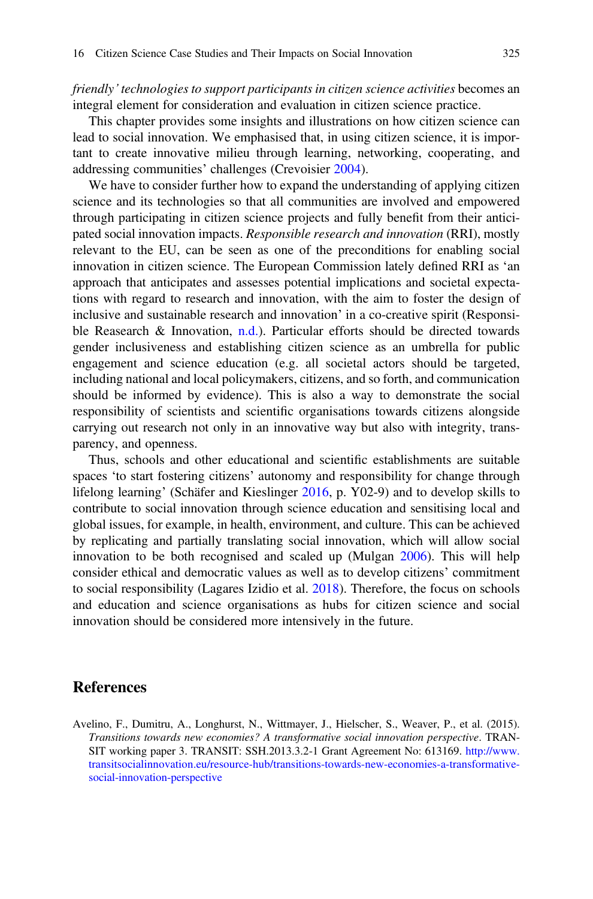*friendly' technologies to support participants in citizen science activities* becomes an integral element for consideration and evaluation in citizen science practice.

This chapter provides some insights and illustrations on how citizen science can lead to social innovation. We emphasised that, in using citizen science, it is important to create innovative milieu through learning, networking, cooperating, and addressing communities' challenges (Crevoisier 2004).

We have to consider further how to expand the understanding of applying citizen science and its technologies so that all communities are involved and empowered through participating in citizen science projects and fully benefit from their anticipated social innovation impacts. *Responsible research and innovation* (RRI), mostly relevant to the EU, can be seen as one of the preconditions for enabling social innovation in citizen science. The European Commission lately defined RRI as 'an approach that anticipates and assesses potential implications and societal expectations with regard to research and innovation, with the aim to foster the design of inclusive and sustainable research and innovation' in a co-creative spirit (Responsible Reasearch & Innovation, n.d.). Particular efforts should be directed towards gender inclusiveness and establishing citizen science as an umbrella for public engagement and science education (e.g. all societal actors should be targeted, including national and local policymakers, citizens, and so forth, and communication should be informed by evidence). This is also a way to demonstrate the social responsibility of scientists and scientific organisations towards citizens alongside carrying out research not only in an innovative way but also with integrity, transparency, and openness.

Thus, schools and other educational and scientific establishments are suitable spaces 'to start fostering citizens' autonomy and responsibility for change through lifelong learning' (Schäfer and Kieslinger 2016, p. Y02-9) and to develop skills to contribute to social innovation through science education and sensitising local and global issues, for example, in health, environment, and culture. This can be achieved by replicating and partially translating social innovation, which will allow social innovation to be both recognised and scaled up (Mulgan 2006). This will help consider ethical and democratic values as well as to develop citizens' commitment to social responsibility (Lagares Izidio et al. 2018). Therefore, the focus on schools and education and science organisations as hubs for citizen science and social innovation should be considered more intensively in the future.

## References

Avelino, F., Dumitru, A., Longhurst, N., Wittmayer, J., Hielscher, S., Weaver, P., et al. (2015). *Transitions towards new economies? A transformative social innovation perspective*. TRANSIT working paper 3. TRANSIT: SSH.2013.3.2-1 Grant Agreement No: 613169. http://www.transitsocialinnovation.eu/resource-hub/transitions-towards-new-economies-a-transformative-social-innovation-perspective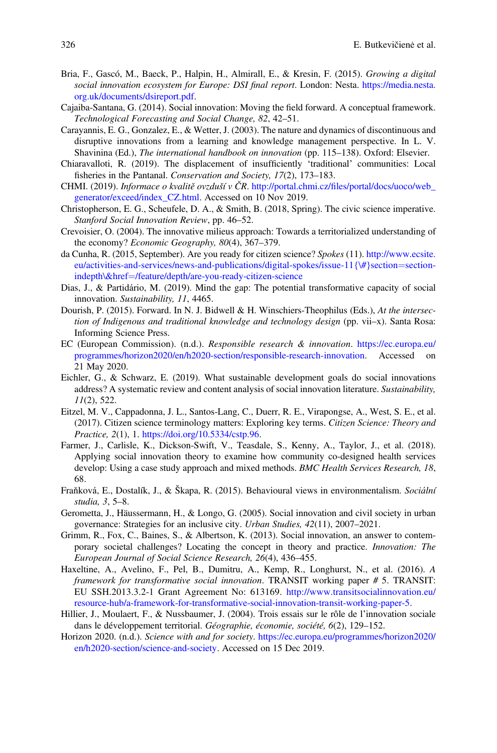Bria, F., Gascó, M., Baeck, P., Halpin, H., Almirall, E., & Kresin, F. (2015). *Growing a digital social innovation ecosystem for Europe: DSI final report*. London: Nesta. https://media.nesta.org.uk/documents/dsireport.pdf.

Cajaiba-Santana, G. (2014). Social innovation: Moving the field forward. A conceptual framework. *Technological Forecasting and Social Change, 82*, 42–51.

Carayannis, E. G., Gonzalez, E., & Wetter, J. (2003). The nature and dynamics of discontinuous and disruptive innovations from a learning and knowledge management perspective. In L. V. Shavinina (Ed.), *The international handbook on innovation* (pp. 115–138). Oxford: Elsevier.

Chiaravalloti, R. (2019). The displacement of insufficiently 'traditional' communities: Local fisheries in the Pantanal. *Conservation and Society, 17*(2), 173–183.

CHMI. (2019). *Informace o kvalitě ovzduší v ČR*. http://portal.chmi.cz/files/portal/docs/uoco/web_generator/exceed/index_CZ.html. Accessed on 10 Nov 2019.

Christopherson, E. G., Scheufele, D. A., & Smith, B. (2018, Spring). The civic science imperative. *Stanford Social Innovation Review*, pp. 46–52.

Crevoisier, O. (2004). The innovative milieus approach: Towards a territorialized understanding of the economy? *Economic Geography, 80*(4), 367–379.

da Cunha, R. (2015, September). Are you ready for citizen science? *Spokes* (11). http://www.ecsite.eu/activities-and-services/news-and-publications/digital-spokes/issue-11{\#}section=section-indepth\&href=/feature/depth/are-you-ready-citizen-science

Dias, J., & Partidário, M. (2019). Mind the gap: The potential transformative capacity of social innovation. *Sustainability, 11*, 4465.

Dourish, P. (2015). Forward. In N. J. Bidwell & H. Winschiers-Theophilus (Eds.), *At the intersection of Indigenous and traditional knowledge and technology design* (pp. vii–x). Santa Rosa: Informing Science Press.

EC (European Commission). (n.d.). *Responsible research & innovation*. https://ec.europa.eu/programmes/horizon2020/en/h2020-section/responsible-research-innovation. Accessed on 21 May 2020.

Eichler, G., & Schwarz, E. (2019). What sustainable development goals do social innovations address? A systematic review and content analysis of social innovation literature. *Sustainability, 11*(2), 522.

Eitzel, M. V., Cappadonna, J. L., Santos-Lang, C., Duerr, R. E., Virapongse, A., West, S. E., et al. (2017). Citizen science terminology matters: Exploring key terms. *Citizen Science: Theory and Practice, 2*(1), 1. https://doi.org/10.5334/cstp.96.

Farmer, J., Carlisle, K., Dickson-Swift, V., Teasdale, S., Kenny, A., Taylor, J., et al. (2018). Applying social innovation theory to examine how community co-designed health services develop: Using a case study approach and mixed methods. *BMC Health Services Research, 18*, 68.

Fraňková, E., Dostalík, J., & Škapa, R. (2015). Behavioural views in environmentalism. *Sociální studia, 3*, 5–8.

Gerometta, J., Häussermann, H., & Longo, G. (2005). Social innovation and civil society in urban governance: Strategies for an inclusive city. *Urban Studies, 42*(11), 2007–2021.

Grimm, R., Fox, C., Baines, S., & Albertson, K. (2013). Social innovation, an answer to contemporary societal challenges? Locating the concept in theory and practice. *Innovation: The European Journal of Social Science Research, 26*(4), 436–455.

Haxeltine, A., Avelino, F., Pel, B., Dumitru, A., Kemp, R., Longhurst, N., et al. (2016). *A framework for transformative social innovation*. TRANSIT working paper # 5. TRANSIT: EU SSH.2013.3.2-1 Grant Agreement No: 613169. http://www.transitsocialinnovation.eu/resource-hub/a-framework-for-transformative-social-innovation-transit-working-paper-5.

Hillier, J., Moulaert, F., & Nussbaumer, J. (2004). Trois essais sur le rôle de l'innovation sociale dans le développement territorial. *Géographie, économie, société, 6*(2), 129–152.

Horizon 2020. (n.d.). *Science with and for society*. https://ec.europa.eu/programmes/horizon2020/en/h2020-section/science-and-society. Accessed on 15 Dec 2019.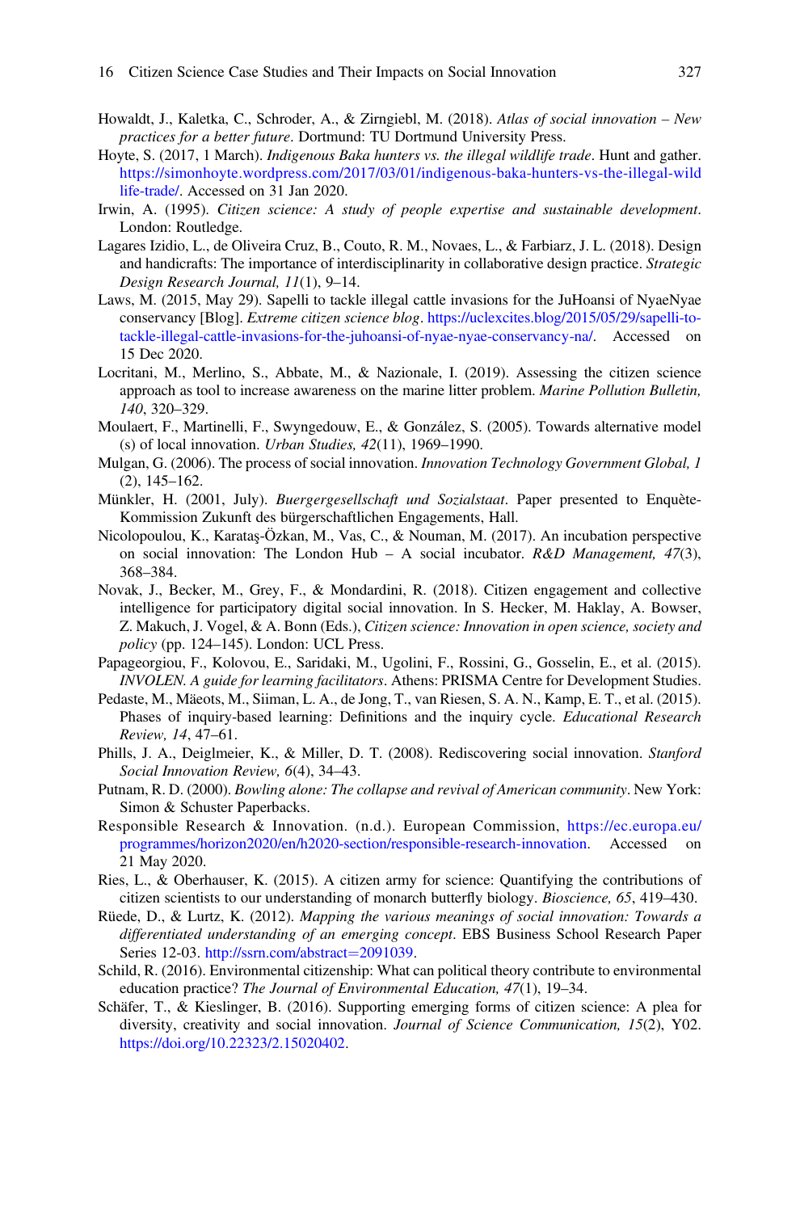Howaldt, J., Kaletka, C., Schroder, A., & Zirngiebl, M. (2018). *Atlas of social innovation – New practices for a better future*. Dortmund: TU Dortmund University Press.

Hoyte, S. (2017, 1 March). *Indigenous Baka hunters vs. the illegal wildlife trade*. Hunt and gather. https://simonhoyte.wordpress.com/2017/03/01/indigenous-baka-hunters-vs-the-illegal-wildlife-trade/. Accessed on 31 Jan 2020.

Irwin, A. (1995). *Citizen science: A study of people expertise and sustainable development*. London: Routledge.

Lagares Izidio, L., de Oliveira Cruz, B., Couto, R. M., Novaes, L., & Farbiarz, J. L. (2018). Design and handicrafts: The importance of interdisciplinarity in collaborative design practice. *Strategic Design Research Journal, 11*(1), 9–14.

Laws, M. (2015, May 29). Sapelli to tackle illegal cattle invasions for the JuHoansi of NyaeNyae conservancy [Blog]. *Extreme citizen science blog*. https://uclexcites.blog/2015/05/29/sapelli-to-tackle-illegal-cattle-invasions-for-the-juhoansi-of-nyae-nyae-conservancy-na/. Accessed on 15 Dec 2020.

Locritani, M., Merlino, S., Abbate, M., & Nazionale, I. (2019). Assessing the citizen science approach as tool to increase awareness on the marine litter problem. *Marine Pollution Bulletin, 140*, 320–329.

Moulaert, F., Martinelli, F., Swyngedouw, E., & González, S. (2005). Towards alternative model (s) of local innovation. *Urban Studies, 42*(11), 1969–1990.

Mulgan, G. (2006). The process of social innovation. *Innovation Technology Government Global, 1* (2), 145–162.

Münkler, H. (2001, July). *Buergergesellschaft und Sozialstaat*. Paper presented to Enquète-Kommission Zukunft des bürgerschaftlichen Engagements, Hall.

Nicolopoulou, K., Karataş-Özkan, M., Vas, C., & Nouman, M. (2017). An incubation perspective on social innovation: The London Hub – A social incubator. *R&D Management, 47*(3), 368–384.

Novak, J., Becker, M., Grey, F., & Mondardini, R. (2018). Citizen engagement and collective intelligence for participatory digital social innovation. In S. Hecker, M. Haklay, A. Bowser, Z. Makuch, J. Vogel, & A. Bonn (Eds.), *Citizen science: Innovation in open science, society and policy* (pp. 124–145). London: UCL Press.

Papageorgiou, F., Kolovou, E., Saridaki, M., Ugolini, F., Rossini, G., Gosselin, E., et al. (2015). *INVOLEN. A guide for learning facilitators*. Athens: PRISMA Centre for Development Studies.

Pedaste, M., Mäeots, M., Siiman, L. A., de Jong, T., van Riesen, S. A. N., Kamp, E. T., et al. (2015). Phases of inquiry-based learning: Definitions and the inquiry cycle. *Educational Research Review, 14*, 47–61.

Phills, J. A., Deiglmeier, K., & Miller, D. T. (2008). Rediscovering social innovation. *Stanford Social Innovation Review, 6*(4), 34–43.

Putnam, R. D. (2000). *Bowling alone: The collapse and revival of American community*. New York: Simon & Schuster Paperbacks.

Responsible Research & Innovation. (n.d.). European Commission, https://ec.europa.eu/programmes/horizon2020/en/h2020-section/responsible-research-innovation. Accessed on 21 May 2020.

Ries, L., & Oberhauser, K. (2015). A citizen army for science: Quantifying the contributions of citizen scientists to our understanding of monarch butterfly biology. *Bioscience, 65*, 419–430.

Rüede, D., & Lurtz, K. (2012). *Mapping the various meanings of social innovation: Towards a differentiated understanding of an emerging concept*. EBS Business School Research Paper Series 12-03. http://ssrn.com/abstract=2091039.

Schild, R. (2016). Environmental citizenship: What can political theory contribute to environmental education practice? *The Journal of Environmental Education, 47*(1), 19–34.

Schäfer, T., & Kieslinger, B. (2016). Supporting emerging forms of citizen science: A plea for diversity, creativity and social innovation. *Journal of Science Communication, 15*(2), Y02. https://doi.org/10.22323/2.15020402.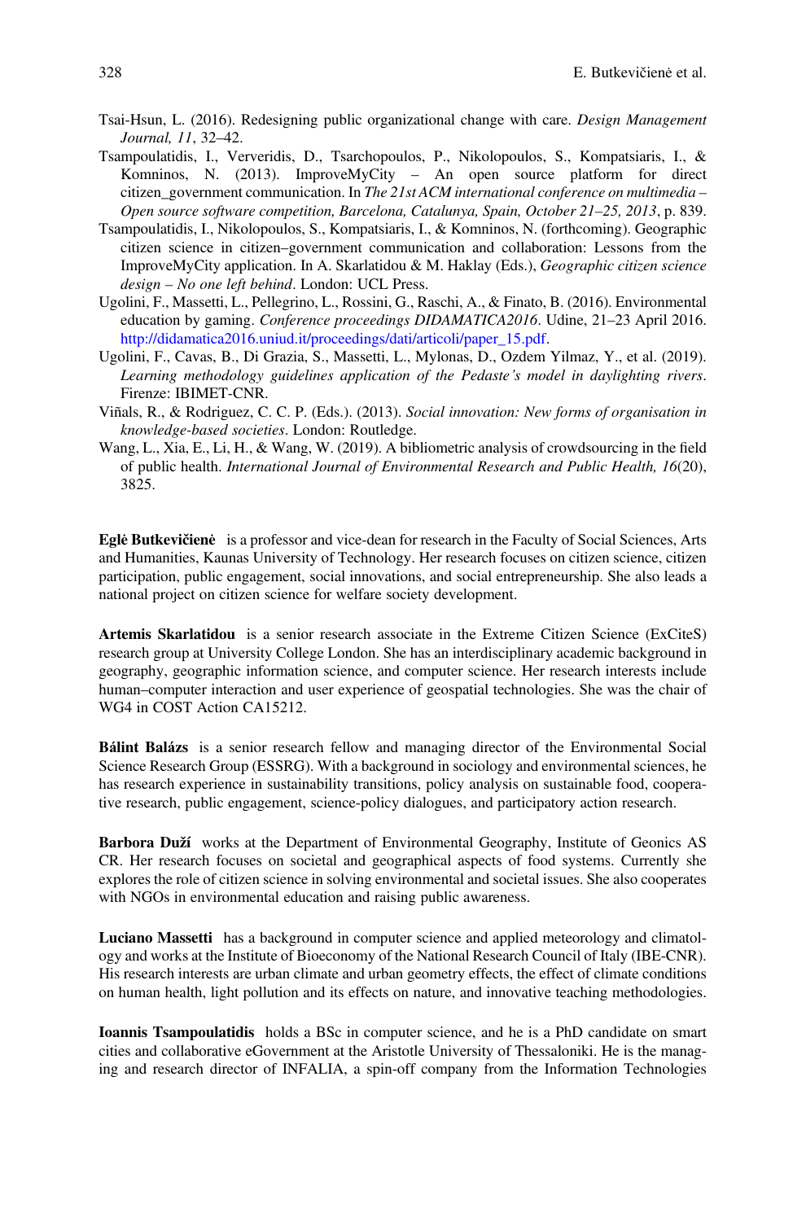Tsai-Hsun, L. (2016). Redesigning public organizational change with care. *Design Management Journal, 11*, 32–42.

Tsampoulatidis, I., Ververidis, D., Tsarchopoulos, P., Nikolopoulos, S., Kompatsiaris, I., & Komninos, N. (2013). ImproveMyCity – An open source platform for direct citizen_government communication. In *The 21st ACM international conference on multimedia – Open source software competition, Barcelona, Catalunya, Spain, October 21–25, 2013*, p. 839.

Tsampoulatidis, I., Nikolopoulos, S., Kompatsiaris, I., & Komninos, N. (forthcoming). Geographic citizen science in citizen–government communication and collaboration: Lessons from the ImproveMyCity application. In A. Skarlatidou & M. Haklay (Eds.), *Geographic citizen science design – No one left behind*. London: UCL Press.

Ugolini, F., Massetti, L., Pellegrino, L., Rossini, G., Raschi, A., & Finato, B. (2016). Environmental education by gaming. *Conference proceedings DIDAMATICA2016*. Udine, 21–23 April 2016. http://didamatica2016.uniud.it/proceedings/dati/articoli/paper_15.pdf.

Ugolini, F., Cavas, B., Di Grazia, S., Massetti, L., Mylonas, D., Ozdem Yilmaz, Y., et al. (2019). *Learning methodology guidelines application of the Pedaste's model in daylighting rivers*. Firenze: IBIMET-CNR.

Viñals, R., & Rodriguez, C. C. P. (Eds.). (2013). *Social innovation: New forms of organisation in knowledge-based societies*. London: Routledge.

Wang, L., Xia, E., Li, H., & Wang, W. (2019). A bibliometric analysis of crowdsourcing in the field of public health. *International Journal of Environmental Research and Public Health, 16*(20), 3825.

**Eglė Butkevičienė** is a professor and vice-dean for research in the Faculty of Social Sciences, Arts and Humanities, Kaunas University of Technology. Her research focuses on citizen science, citizen participation, public engagement, social innovations, and social entrepreneurship. She also leads a national project on citizen science for welfare society development.

**Artemis Skarlatidou** is a senior research associate in the Extreme Citizen Science (ExCiteS) research group at University College London. She has an interdisciplinary academic background in geography, geographic information science, and computer science. Her research interests include human–computer interaction and user experience of geospatial technologies. She was the chair of WG4 in COST Action CA15212.

**Bálint Balázs** is a senior research fellow and managing director of the Environmental Social Science Research Group (ESSRG). With a background in sociology and environmental sciences, he has research experience in sustainability transitions, policy analysis on sustainable food, cooperative research, public engagement, science-policy dialogues, and participatory action research.

**Barbora Duží** works at the Department of Environmental Geography, Institute of Geonics AS CR. Her research focuses on societal and geographical aspects of food systems. Currently she explores the role of citizen science in solving environmental and societal issues. She also cooperates with NGOs in environmental education and raising public awareness.

**Luciano Massetti** has a background in computer science and applied meteorology and climatology and works at the Institute of Bioeconomy of the National Research Council of Italy (IBE-CNR). His research interests are urban climate and urban geometry effects, the effect of climate conditions on human health, light pollution and its effects on nature, and innovative teaching methodologies.

**Ioannis Tsampoulatidis** holds a BSc in computer science, and he is a PhD candidate on smart cities and collaborative eGovernment at the Aristotle University of Thessaloniki. He is the managing and research director of INFALIA, a spin-off company from the Information Technologies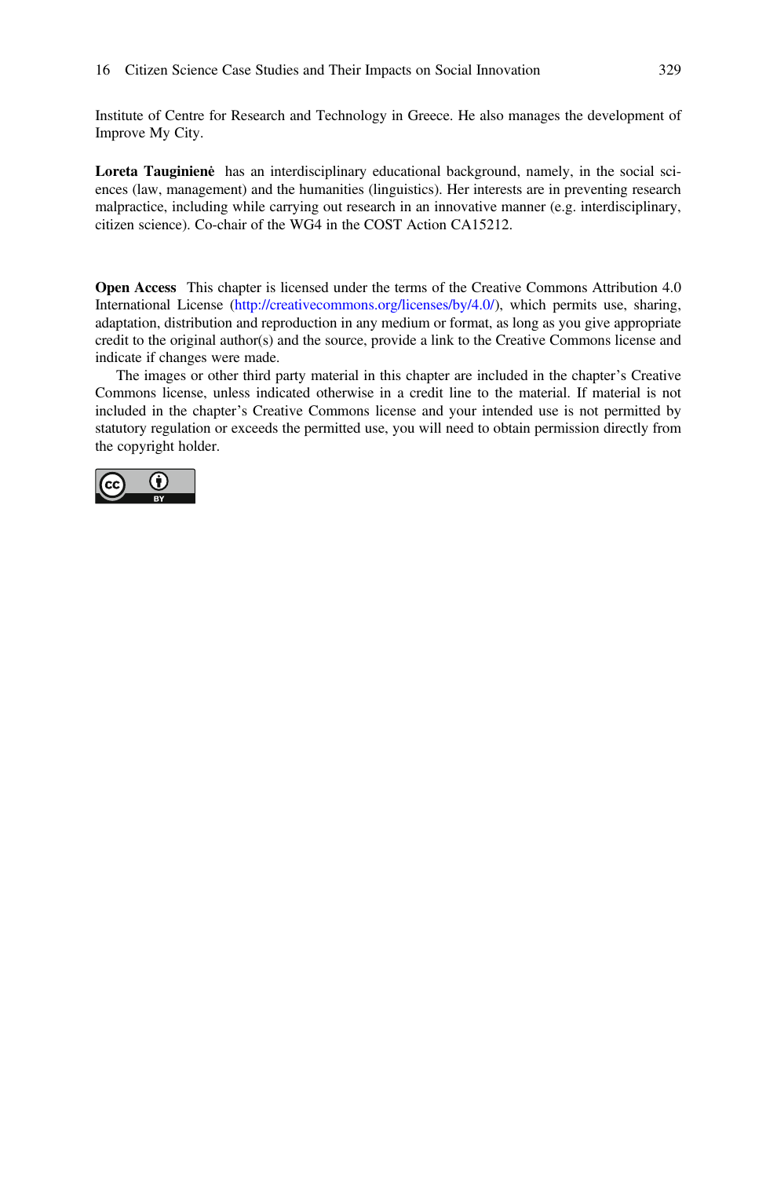Institute of Centre for Research and Technology in Greece. He also manages the development of Improve My City.

**Loreta Tauginienė** has an interdisciplinary educational background, namely, in the social sciences (law, management) and the humanities (linguistics). Her interests are in preventing research malpractice, including while carrying out research in an innovative manner (e.g. interdisciplinary, citizen science). Co-chair of the WG4 in the COST Action CA15212.

**Open Access** This chapter is licensed under the terms of the Creative Commons Attribution 4.0 International License (http://creativecommons.org/licenses/by/4.0/), which permits use, sharing, adaptation, distribution and reproduction in any medium or format, as long as you give appropriate credit to the original author(s) and the source, provide a link to the Creative Commons license and indicate if changes were made.

The images or other third party material in this chapter are included in the chapter's Creative Commons license, unless indicated otherwise in a credit line to the material. If material is not included in the chapter's Creative Commons license and your intended use is not permitted by statutory regulation or exceeds the permitted use, you will need to obtain permission directly from the copyright holder.